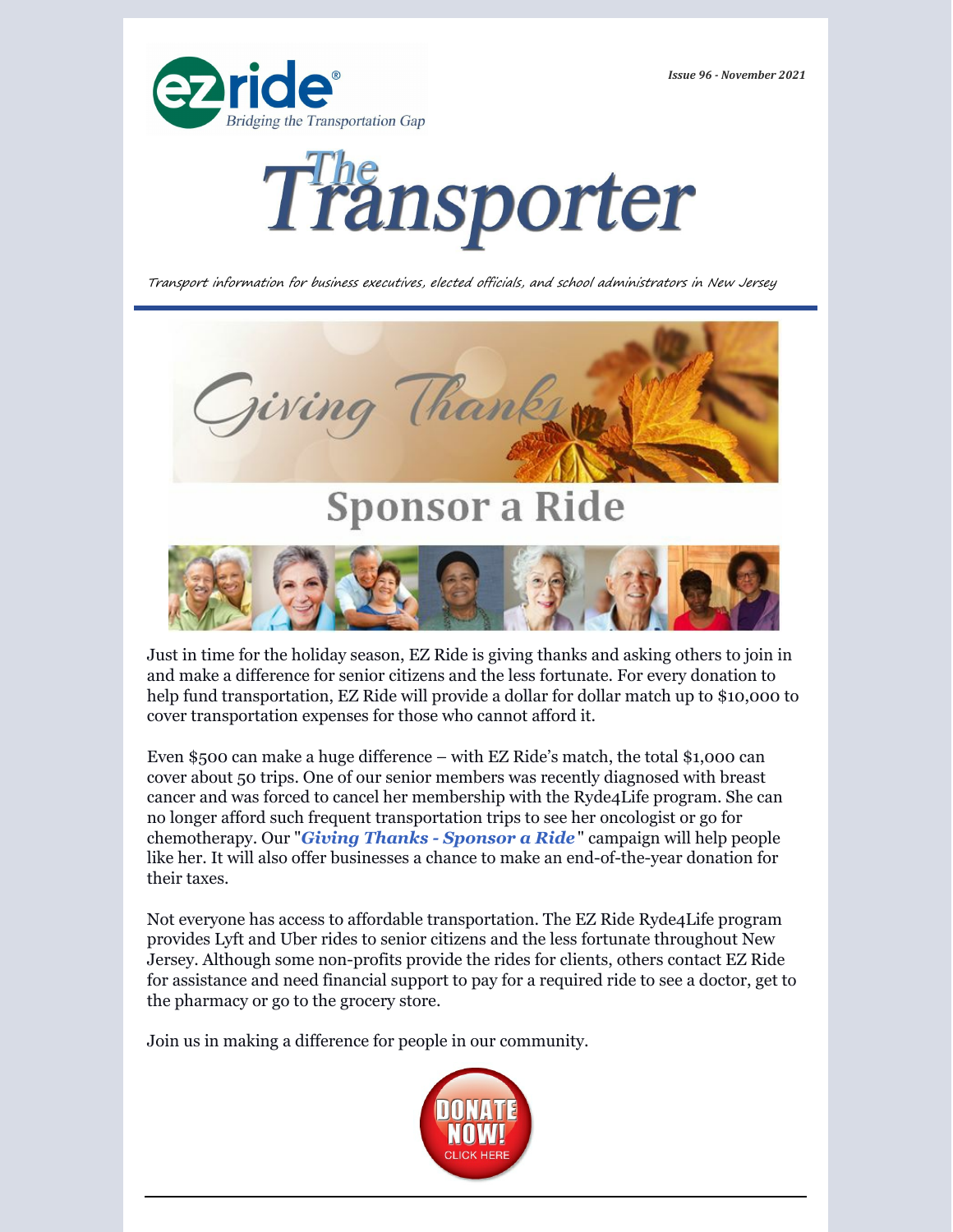ezride® Bridging the Transportation Gap

*Issue 96 - November 2021*

# The Transporter

*Transport information for business executives, elected officials, and school administrators in New Jersey*

## Giving Thanks

## Sponsor a Ride

Just in time for the holiday season, EZ Ride is giving thanks and asking others to join in and make a difference for senior citizens and the less fortunate. For every donation to help fund transportation, EZ Ride will provide a dollar for dollar match up to $10,000 to cover transportation expenses for those who cannot afford it.

Even $500 can make a huge difference – with EZ Ride's match, the total $1,000 can cover about 50 trips. One of our senior members was recently diagnosed with breast cancer and was forced to cancel her membership with the Ryde4Life program. She can no longer afford such frequent transportation trips to see her oncologist or go for chemotherapy. Our "***Giving Thanks - Sponsor a Ride***" campaign will help people like her. It will also offer businesses a chance to make an end-of-the-year donation for their taxes.

Not everyone has access to affordable transportation. The EZ Ride Ryde4Life program provides Lyft and Uber rides to senior citizens and the less fortunate throughout New Jersey. Although some non-profits provide the rides for clients, others contact EZ Ride for assistance and need financial support to pay for a required ride to see a doctor, get to the pharmacy or go to the grocery store.

Join us in making a difference for people in our community.

DONATE NOW! CLICK HERE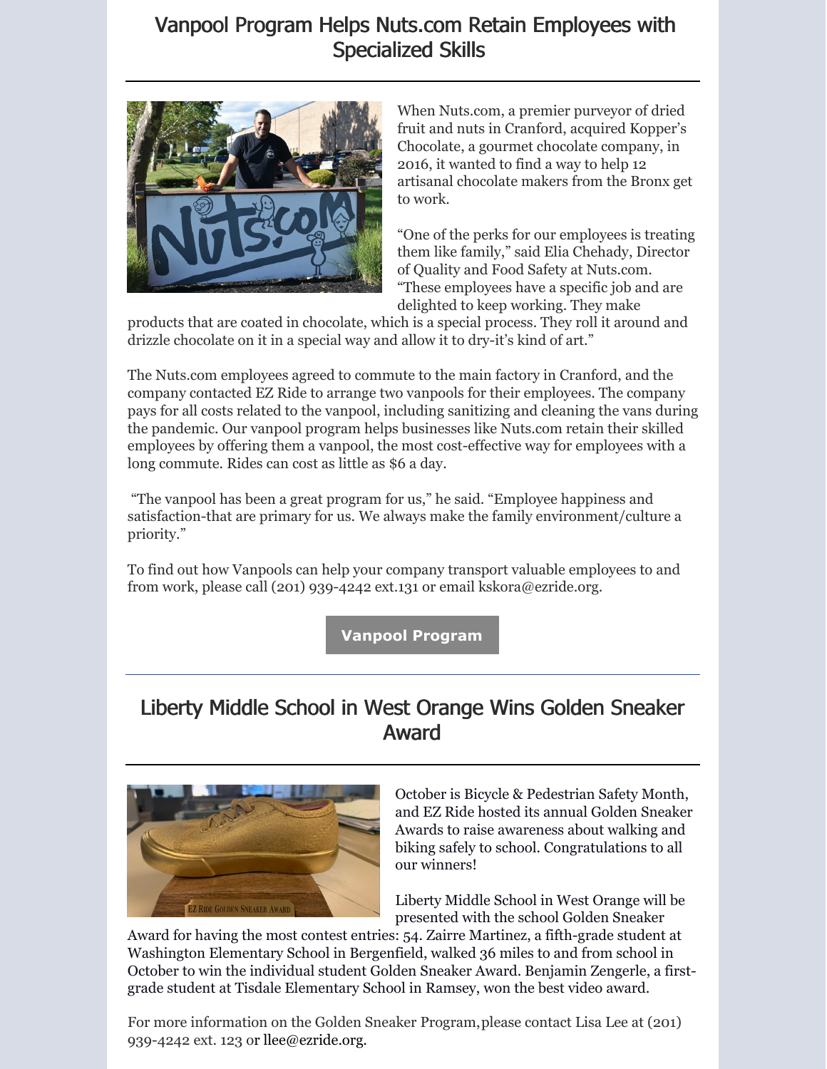# Vanpool Program Helps Nuts.com Retain Employees with Specialized Skills

When Nuts.com, a premier purveyor of dried fruit and nuts in Cranford, acquired Kopper's Chocolate, a gourmet chocolate company, in 2016, it wanted to find a way to help 12 artisanal chocolate makers from the Bronx get to work.

"One of the perks for our employees is treating them like family," said Elia Chehady, Director of Quality and Food Safety at Nuts.com. "These employees have a specific job and are delighted to keep working. They make products that are coated in chocolate, which is a special process. They roll it around and drizzle chocolate on it in a special way and allow it to dry-it's kind of art."

The Nuts.com employees agreed to commute to the main factory in Cranford, and the company contacted EZ Ride to arrange two vanpools for their employees. The company pays for all costs related to the vanpool, including sanitizing and cleaning the vans during the pandemic. Our vanpool program helps businesses like Nuts.com retain their skilled employees by offering them a vanpool, the most cost-effective way for employees with a long commute. Rides can cost as little as $6 a day.

"The vanpool has been a great program for us," he said. "Employee happiness and satisfaction-that are primary for us. We always make the family environment/culture a priority."

To find out how Vanpools can help your company transport valuable employees to and from work, please call (201) 939-4242 ext.131 or email kskora@ezride.org.

**Vanpool Program**

# Liberty Middle School in West Orange Wins Golden Sneaker Award

October is Bicycle & Pedestrian Safety Month, and EZ Ride hosted its annual Golden Sneaker Awards to raise awareness about walking and biking safely to school. Congratulations to all our winners!

Liberty Middle School in West Orange will be presented with the school Golden Sneaker Award for having the most contest entries: 54. Zairre Martinez, a fifth-grade student at Washington Elementary School in Bergenfield, walked 36 miles to and from school in October to win the individual student Golden Sneaker Award. Benjamin Zengerle, a first-grade student at Tisdale Elementary School in Ramsey, won the best video award.

For more information on the Golden Sneaker Program, please contact Lisa Lee at (201) 939-4242 ext. 123 or llee@ezride.org.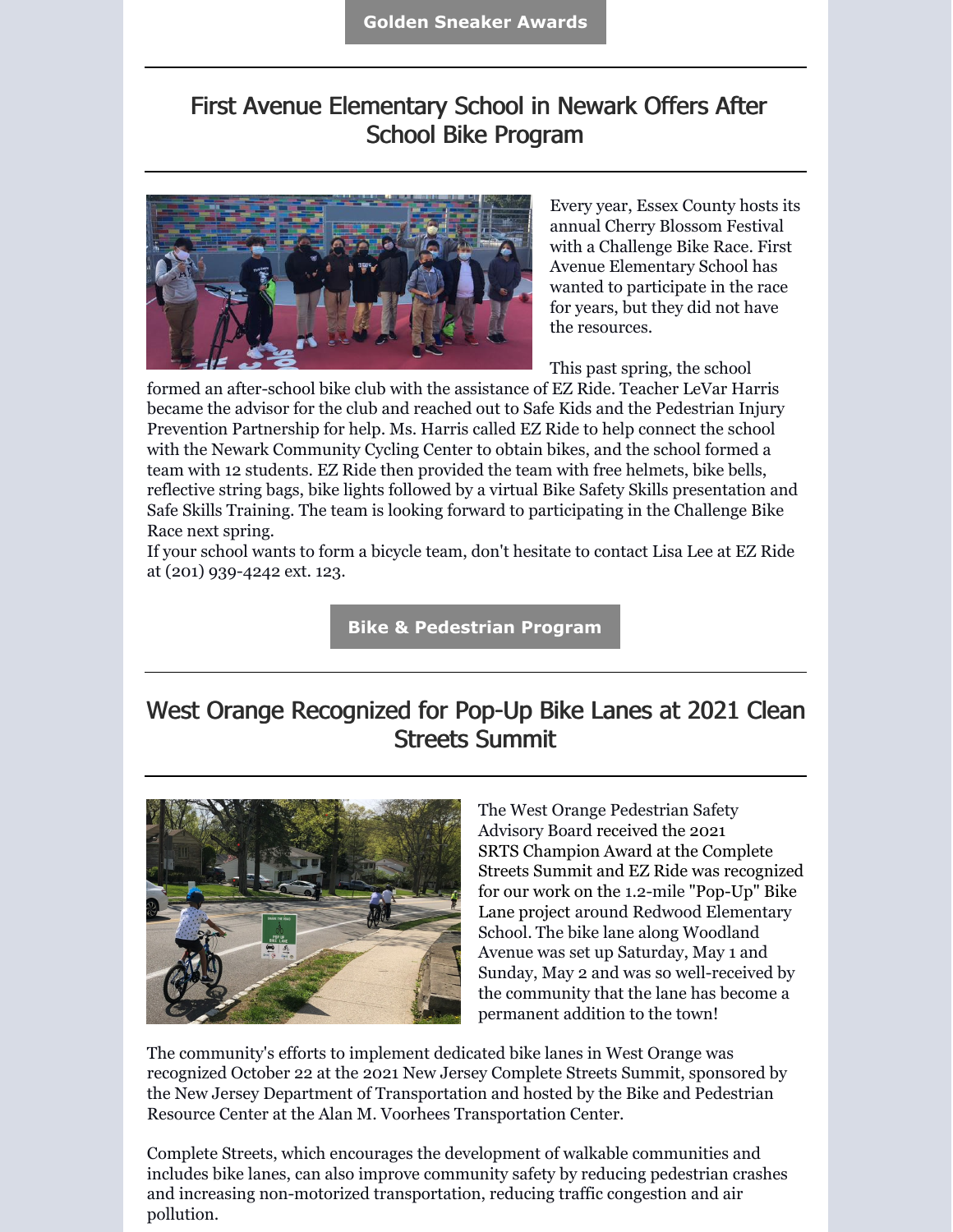**Golden Sneaker Awards**

## First Avenue Elementary School in Newark Offers After School Bike Program

Every year, Essex County hosts its annual Cherry Blossom Festival with a Challenge Bike Race. First Avenue Elementary School has wanted to participate in the race for years, but they did not have the resources.

This past spring, the school formed an after-school bike club with the assistance of EZ Ride. Teacher LeVar Harris became the advisor for the club and reached out to Safe Kids and the Pedestrian Injury Prevention Partnership for help. Ms. Harris called EZ Ride to help connect the school with the Newark Community Cycling Center to obtain bikes, and the school formed a team with 12 students. EZ Ride then provided the team with free helmets, bike bells, reflective string bags, bike lights followed by a virtual Bike Safety Skills presentation and Safe Skills Training. The team is looking forward to participating in the Challenge Bike Race next spring.
If your school wants to form a bicycle team, don't hesitate to contact Lisa Lee at EZ Ride at (201) 939-4242 ext. 123.

**Bike & Pedestrian Program**

## West Orange Recognized for Pop-Up Bike Lanes at 2021 Clean Streets Summit

The West Orange Pedestrian Safety Advisory Board received the 2021 SRTS Champion Award at the Complete Streets Summit and EZ Ride was recognized for our work on the 1.2-mile "Pop-Up" Bike Lane project around Redwood Elementary School. The bike lane along Woodland Avenue was set up Saturday, May 1 and Sunday, May 2 and was so well-received by the community that the lane has become a permanent addition to the town!

The community's efforts to implement dedicated bike lanes in West Orange was recognized October 22 at the 2021 New Jersey Complete Streets Summit, sponsored by the New Jersey Department of Transportation and hosted by the Bike and Pedestrian Resource Center at the Alan M. Voorhees Transportation Center.

Complete Streets, which encourages the development of walkable communities and includes bike lanes, can also improve community safety by reducing pedestrian crashes and increasing non-motorized transportation, reducing traffic congestion and air pollution.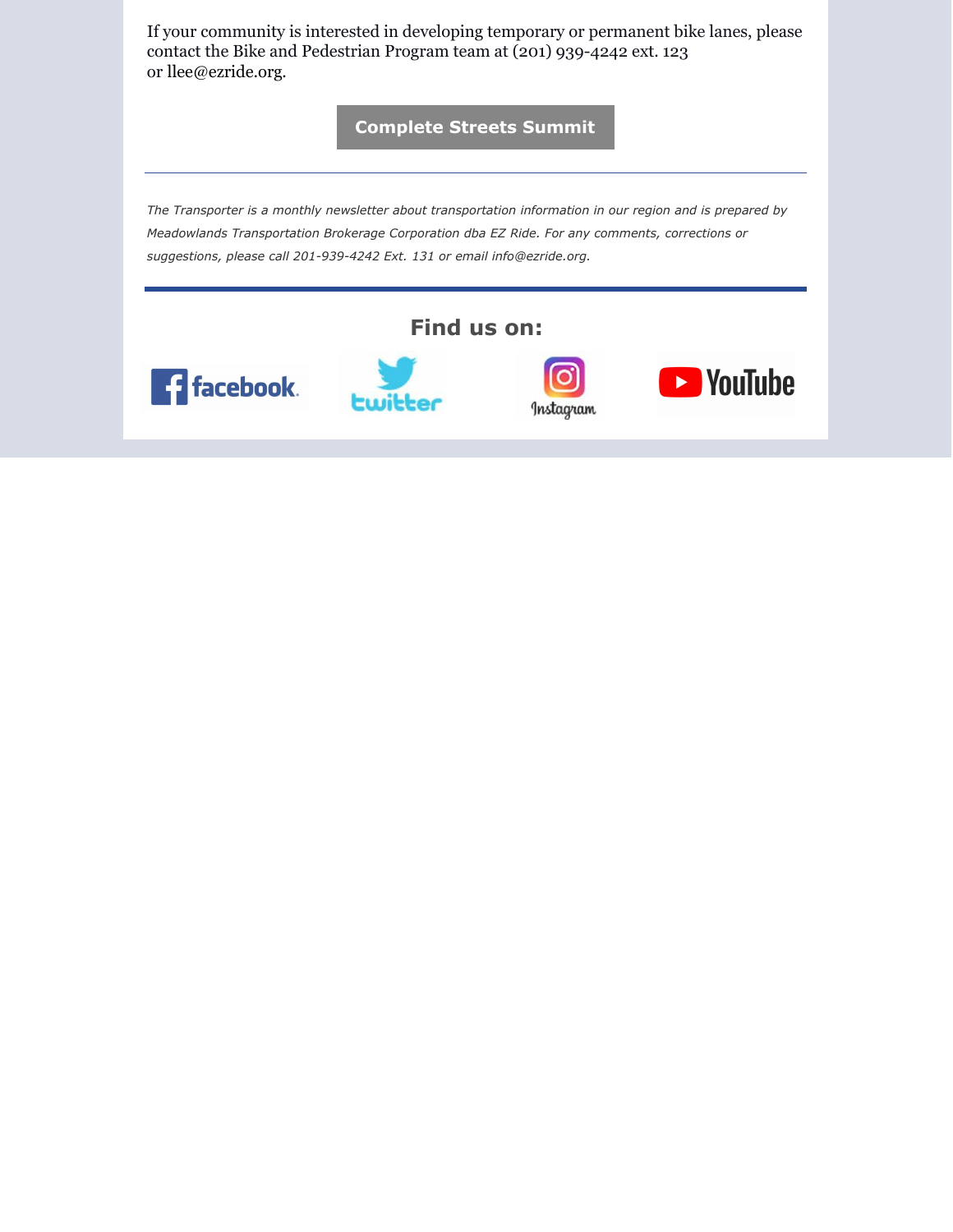If your community is interested in developing temporary or permanent bike lanes, please contact the Bike and Pedestrian Program team at (201) 939-4242 ext. 123 or llee@ezride.org.

**Complete Streets Summit**

---

*The Transporter is a monthly newsletter about transportation information in our region and is prepared by Meadowlands Transportation Brokerage Corporation dba EZ Ride. For any comments, corrections or suggestions, please call 201-939-4242 Ext. 131 or email info@ezride.org.*

---

## Find us on:

facebook twitter Instagram YouTube